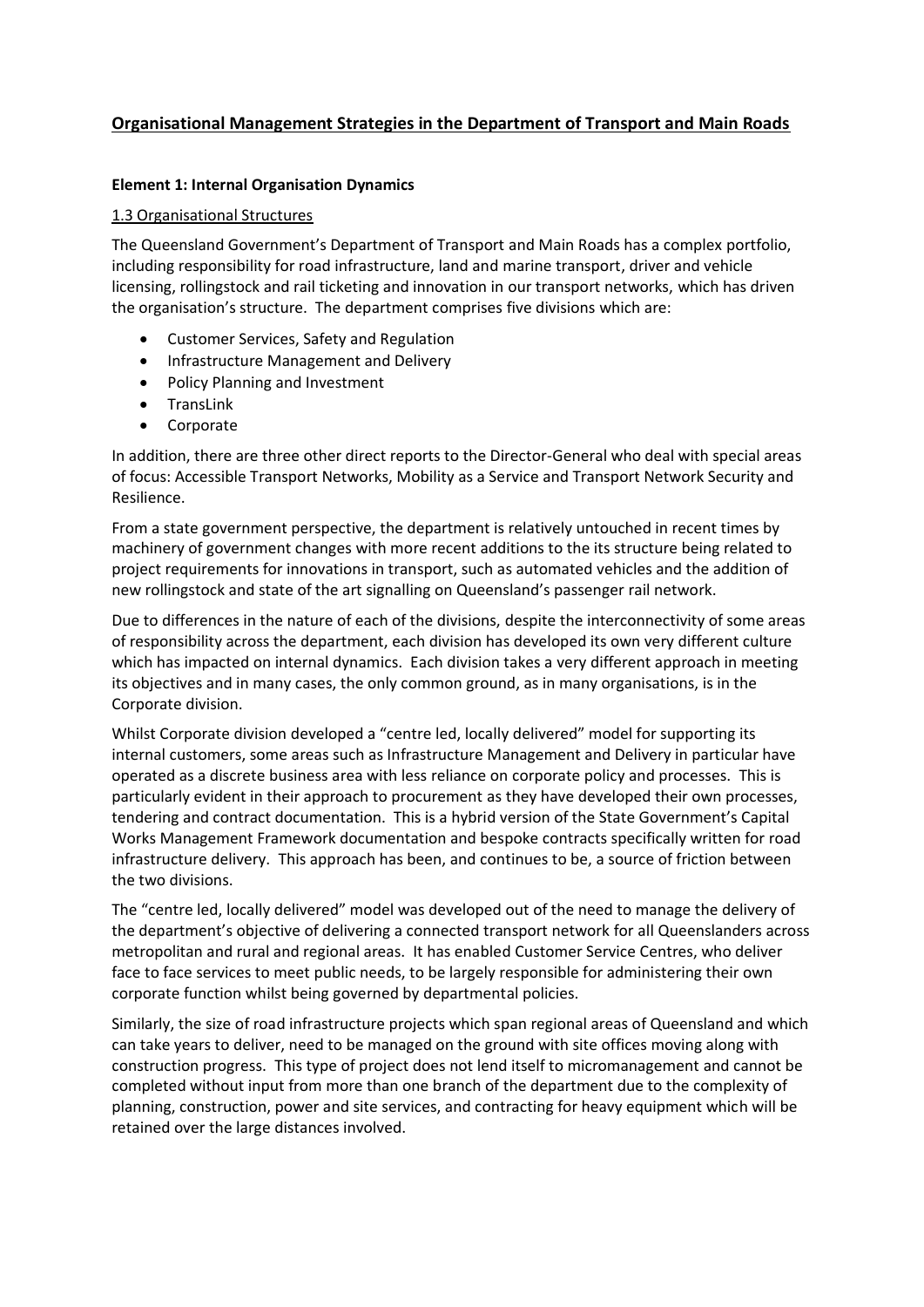# <u>Organisational Management Strategies in the Department of Transport and Main Roads</u>

## Element 1: Internal Organisation Dynamics

### <u>1.3 Organisational Structures</u>

The Queensland Government's Department of Transport and Main Roads has a complex portfolio, including responsibility for road infrastructure, land and marine transport, driver and vehicle licensing, rollingstock and rail ticketing and innovation in our transport networks, which has driven the organisation's structure. The department comprises five divisions which are:

- Customer Services, Safety and Regulation
- Infrastructure Management and Delivery
- Policy Planning and Investment
- TransLink
- Corporate

In addition, there are three other direct reports to the Director-General who deal with special areas of focus: Accessible Transport Networks, Mobility as a Service and Transport Network Security and Resilience.

From a state government perspective, the department is relatively untouched in recent times by machinery of government changes with more recent additions to the its structure being related to project requirements for innovations in transport, such as automated vehicles and the addition of new rollingstock and state of the art signalling on Queensland's passenger rail network.

Due to differences in the nature of each of the divisions, despite the interconnectivity of some areas of responsibility across the department, each division has developed its own very different culture which has impacted on internal dynamics. Each division takes a very different approach in meeting its objectives and in many cases, the only common ground, as in many organisations, is in the Corporate division.

Whilst Corporate division developed a "centre led, locally delivered" model for supporting its internal customers, some areas such as Infrastructure Management and Delivery in particular have operated as a discrete business area with less reliance on corporate policy and processes. This is particularly evident in their approach to procurement as they have developed their own processes, tendering and contract documentation. This is a hybrid version of the State Government's Capital Works Management Framework documentation and bespoke contracts specifically written for road infrastructure delivery. This approach has been, and continues to be, a source of friction between the two divisions.

The "centre led, locally delivered" model was developed out of the need to manage the delivery of the department's objective of delivering a connected transport network for all Queenslanders across metropolitan and rural and regional areas. It has enabled Customer Service Centres, who deliver face to face services to meet public needs, to be largely responsible for administering their own corporate function whilst being governed by departmental policies.

Similarly, the size of road infrastructure projects which span regional areas of Queensland and which can take years to deliver, need to be managed on the ground with site offices moving along with construction progress. This type of project does not lend itself to micromanagement and cannot be completed without input from more than one branch of the department due to the complexity of planning, construction, power and site services, and contracting for heavy equipment which will be retained over the large distances involved.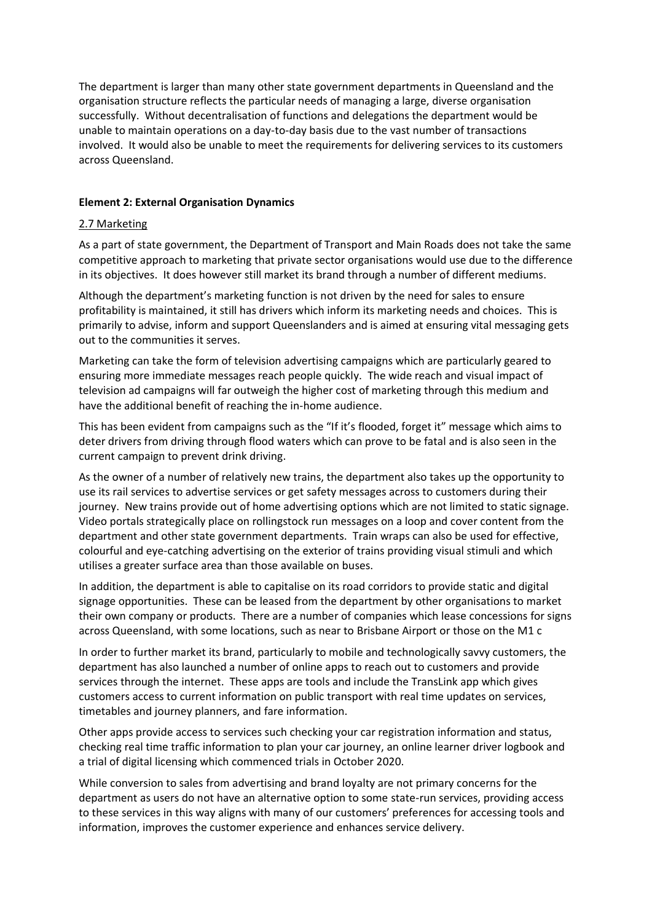The department is larger than many other state government departments in Queensland and the organisation structure reflects the particular needs of managing a large, diverse organisation successfully. Without decentralisation of functions and delegations the department would be unable to maintain operations on a day-to-day basis due to the vast number of transactions involved. It would also be unable to meet the requirements for delivering services to its customers across Queensland.

**Element 2: External Organisation Dynamics**

2.7 Marketing

As a part of state government, the Department of Transport and Main Roads does not take the same competitive approach to marketing that private sector organisations would use due to the difference in its objectives. It does however still market its brand through a number of different mediums.

Although the department's marketing function is not driven by the need for sales to ensure profitability is maintained, it still has drivers which inform its marketing needs and choices. This is primarily to advise, inform and support Queenslanders and is aimed at ensuring vital messaging gets out to the communities it serves.

Marketing can take the form of television advertising campaigns which are particularly geared to ensuring more immediate messages reach people quickly. The wide reach and visual impact of television ad campaigns will far outweigh the higher cost of marketing through this medium and have the additional benefit of reaching the in-home audience.

This has been evident from campaigns such as the "If it's flooded, forget it" message which aims to deter drivers from driving through flood waters which can prove to be fatal and is also seen in the current campaign to prevent drink driving.

As the owner of a number of relatively new trains, the department also takes up the opportunity to use its rail services to advertise services or get safety messages across to customers during their journey. New trains provide out of home advertising options which are not limited to static signage. Video portals strategically place on rollingstock run messages on a loop and cover content from the department and other state government departments. Train wraps can also be used for effective, colourful and eye-catching advertising on the exterior of trains providing visual stimuli and which utilises a greater surface area than those available on buses.

In addition, the department is able to capitalise on its road corridors to provide static and digital signage opportunities. These can be leased from the department by other organisations to market their own company or products. There are a number of companies which lease concessions for signs across Queensland, with some locations, such as near to Brisbane Airport or those on the M1 c

In order to further market its brand, particularly to mobile and technologically savvy customers, the department has also launched a number of online apps to reach out to customers and provide services through the internet. These apps are tools and include the TransLink app which gives customers access to current information on public transport with real time updates on services, timetables and journey planners, and fare information.

Other apps provide access to services such checking your car registration information and status, checking real time traffic information to plan your car journey, an online learner driver logbook and a trial of digital licensing which commenced trials in October 2020.

While conversion to sales from advertising and brand loyalty are not primary concerns for the department as users do not have an alternative option to some state-run services, providing access to these services in this way aligns with many of our customers' preferences for accessing tools and information, improves the customer experience and enhances service delivery.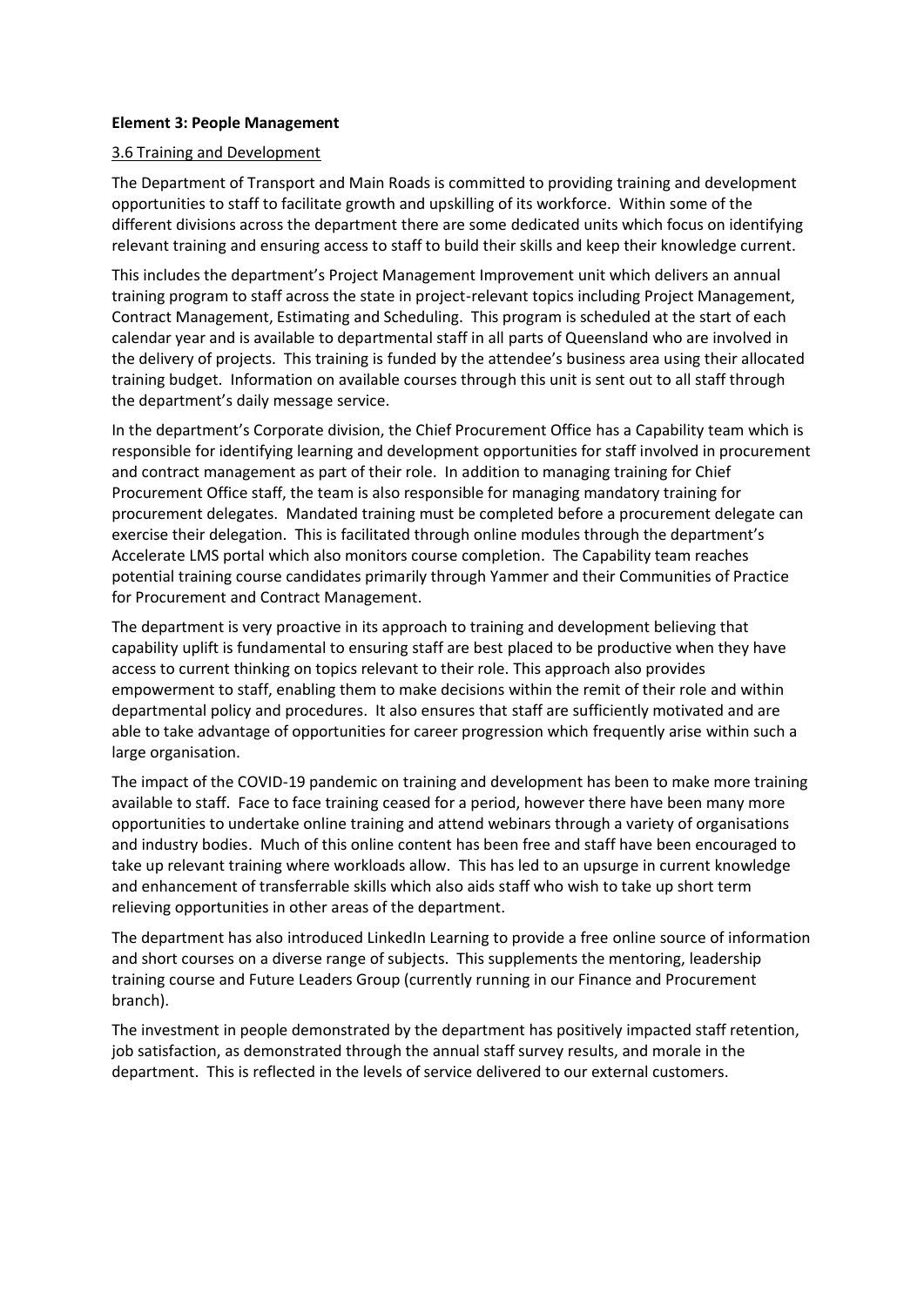**Element 3: People Management**

3.6 Training and Development

The Department of Transport and Main Roads is committed to providing training and development opportunities to staff to facilitate growth and upskilling of its workforce. Within some of the different divisions across the department there are some dedicated units which focus on identifying relevant training and ensuring access to staff to build their skills and keep their knowledge current.

This includes the department's Project Management Improvement unit which delivers an annual training program to staff across the state in project-relevant topics including Project Management, Contract Management, Estimating and Scheduling. This program is scheduled at the start of each calendar year and is available to departmental staff in all parts of Queensland who are involved in the delivery of projects. This training is funded by the attendee's business area using their allocated training budget. Information on available courses through this unit is sent out to all staff through the department's daily message service.

In the department's Corporate division, the Chief Procurement Office has a Capability team which is responsible for identifying learning and development opportunities for staff involved in procurement and contract management as part of their role. In addition to managing training for Chief Procurement Office staff, the team is also responsible for managing mandatory training for procurement delegates. Mandated training must be completed before a procurement delegate can exercise their delegation. This is facilitated through online modules through the department's Accelerate LMS portal which also monitors course completion. The Capability team reaches potential training course candidates primarily through Yammer and their Communities of Practice for Procurement and Contract Management.

The department is very proactive in its approach to training and development believing that capability uplift is fundamental to ensuring staff are best placed to be productive when they have access to current thinking on topics relevant to their role. This approach also provides empowerment to staff, enabling them to make decisions within the remit of their role and within departmental policy and procedures. It also ensures that staff are sufficiently motivated and are able to take advantage of opportunities for career progression which frequently arise within such a large organisation.

The impact of the COVID-19 pandemic on training and development has been to make more training available to staff. Face to face training ceased for a period, however there have been many more opportunities to undertake online training and attend webinars through a variety of organisations and industry bodies. Much of this online content has been free and staff have been encouraged to take up relevant training where workloads allow. This has led to an upsurge in current knowledge and enhancement of transferrable skills which also aids staff who wish to take up short term relieving opportunities in other areas of the department.

The department has also introduced LinkedIn Learning to provide a free online source of information and short courses on a diverse range of subjects. This supplements the mentoring, leadership training course and Future Leaders Group (currently running in our Finance and Procurement branch).

The investment in people demonstrated by the department has positively impacted staff retention, job satisfaction, as demonstrated through the annual staff survey results, and morale in the department. This is reflected in the levels of service delivered to our external customers.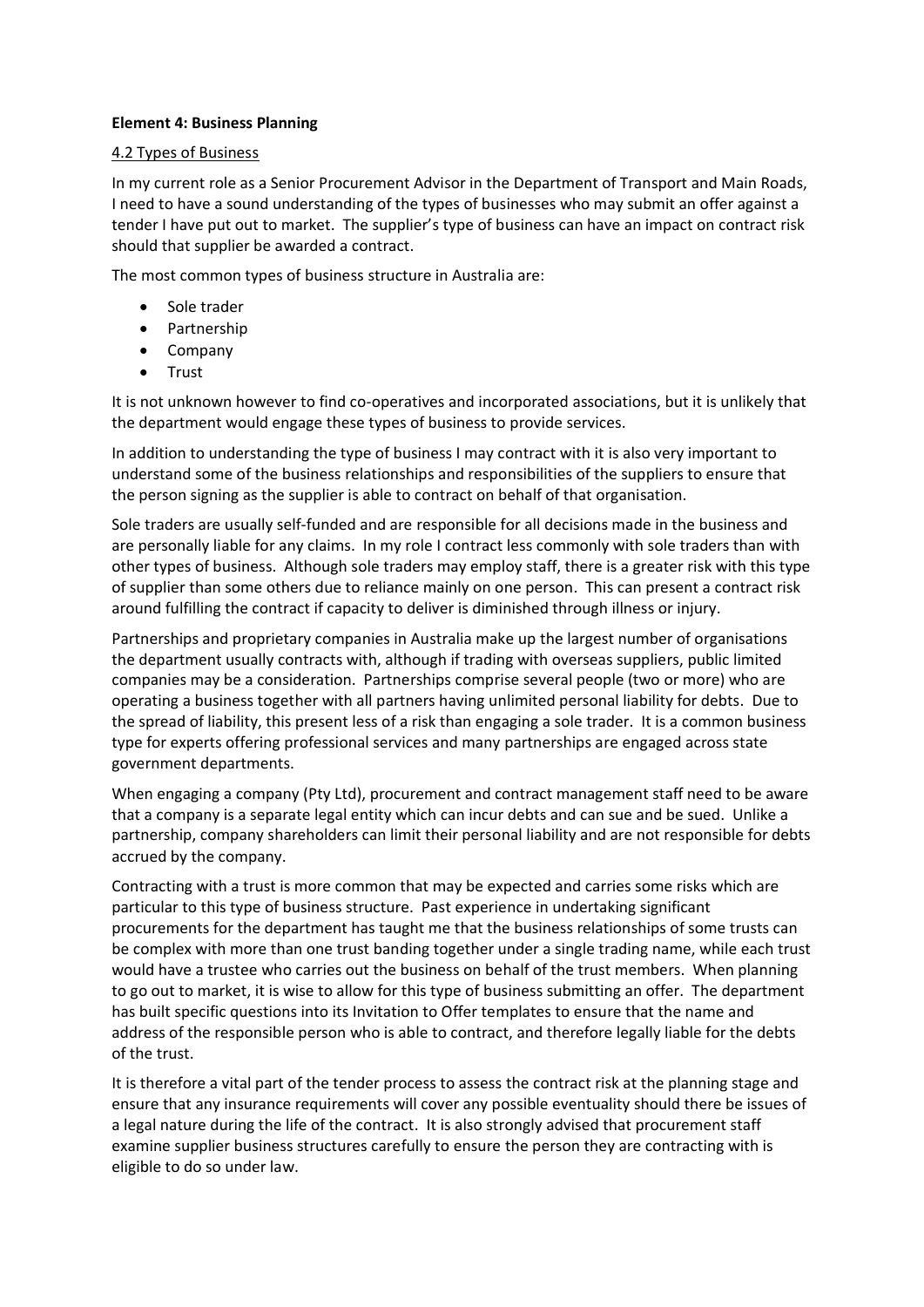**Element 4: Business Planning**

4.2 Types of Business

In my current role as a Senior Procurement Advisor in the Department of Transport and Main Roads, I need to have a sound understanding of the types of businesses who may submit an offer against a tender I have put out to market. The supplier's type of business can have an impact on contract risk should that supplier be awarded a contract.

The most common types of business structure in Australia are:

- Sole trader
- Partnership
- Company
- Trust

It is not unknown however to find co-operatives and incorporated associations, but it is unlikely that the department would engage these types of business to provide services.

In addition to understanding the type of business I may contract with it is also very important to understand some of the business relationships and responsibilities of the suppliers to ensure that the person signing as the supplier is able to contract on behalf of that organisation.

Sole traders are usually self-funded and are responsible for all decisions made in the business and are personally liable for any claims. In my role I contract less commonly with sole traders than with other types of business. Although sole traders may employ staff, there is a greater risk with this type of supplier than some others due to reliance mainly on one person. This can present a contract risk around fulfilling the contract if capacity to deliver is diminished through illness or injury.

Partnerships and proprietary companies in Australia make up the largest number of organisations the department usually contracts with, although if trading with overseas suppliers, public limited companies may be a consideration. Partnerships comprise several people (two or more) who are operating a business together with all partners having unlimited personal liability for debts. Due to the spread of liability, this present less of a risk than engaging a sole trader. It is a common business type for experts offering professional services and many partnerships are engaged across state government departments.

When engaging a company (Pty Ltd), procurement and contract management staff need to be aware that a company is a separate legal entity which can incur debts and can sue and be sued. Unlike a partnership, company shareholders can limit their personal liability and are not responsible for debts accrued by the company.

Contracting with a trust is more common that may be expected and carries some risks which are particular to this type of business structure. Past experience in undertaking significant procurements for the department has taught me that the business relationships of some trusts can be complex with more than one trust banding together under a single trading name, while each trust would have a trustee who carries out the business on behalf of the trust members. When planning to go out to market, it is wise to allow for this type of business submitting an offer. The department has built specific questions into its Invitation to Offer templates to ensure that the name and address of the responsible person who is able to contract, and therefore legally liable for the debts of the trust.

It is therefore a vital part of the tender process to assess the contract risk at the planning stage and ensure that any insurance requirements will cover any possible eventuality should there be issues of a legal nature during the life of the contract. It is also strongly advised that procurement staff examine supplier business structures carefully to ensure the person they are contracting with is eligible to do so under law.